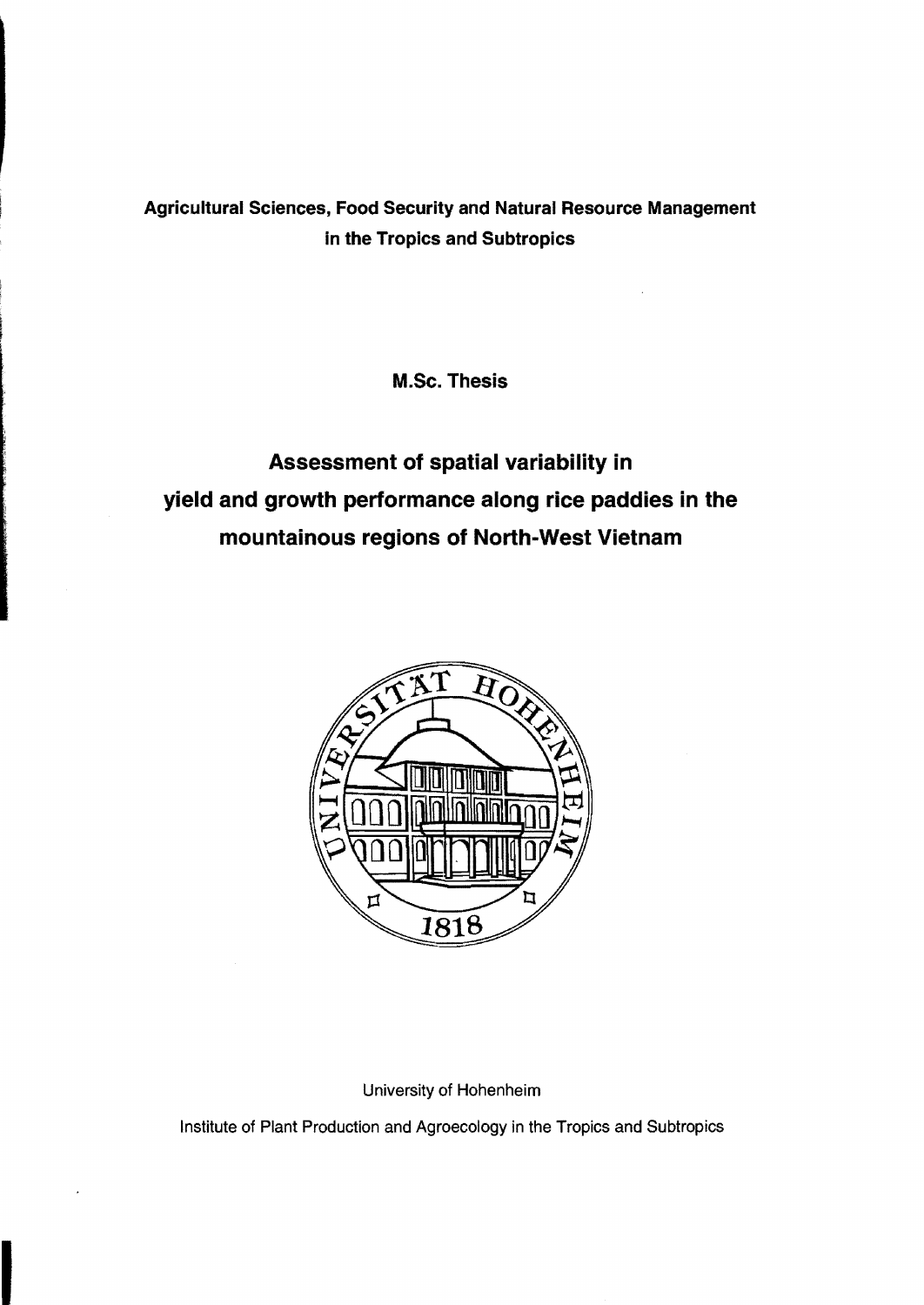**Agricultural Sciences, Food Security and Natural Resource Management in the Tropics and Subtropics**

**M.Sc. Thesis**

# Assessment of spatial variability in yield and growth performance along rice paddies in the mountainous regions of North-West Vietnam

University of Hohenheim

Institute of Plant Production and Agroecology in the Tropics and Subtropics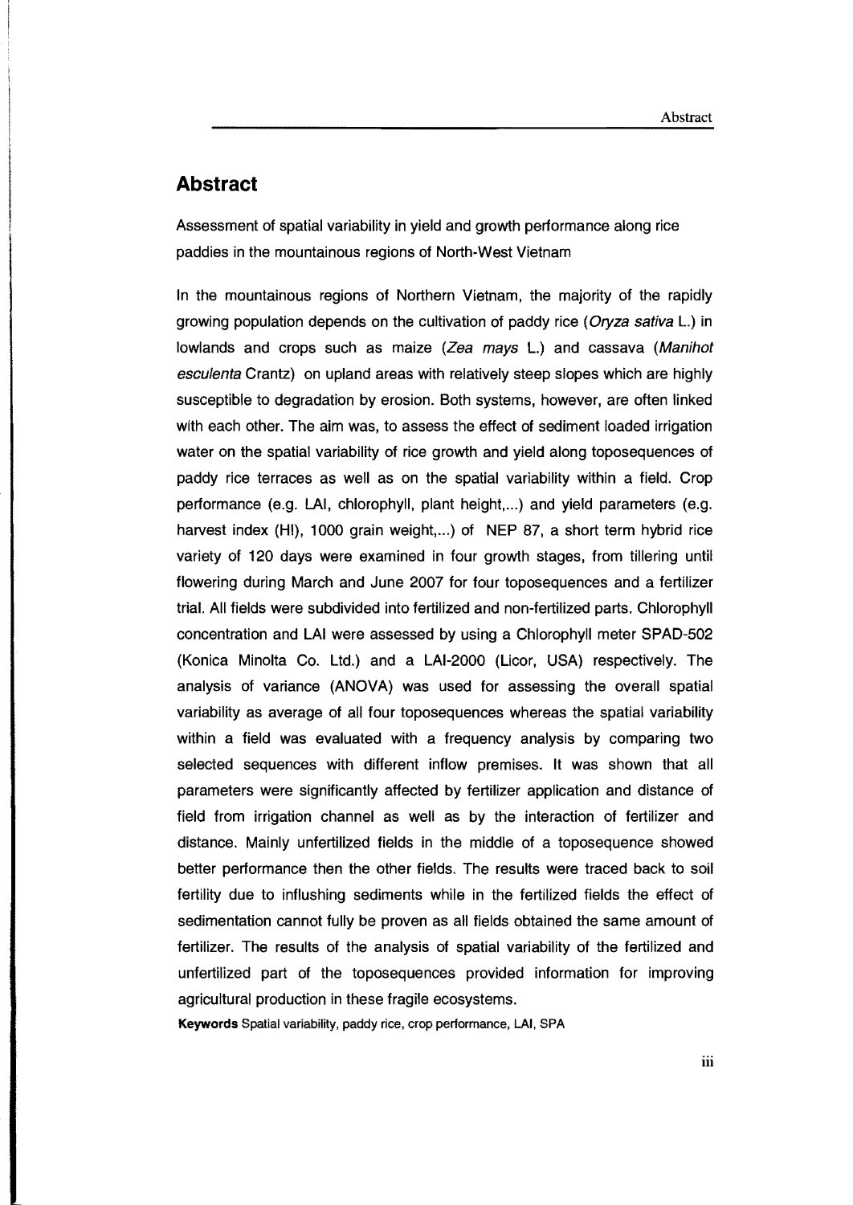## Abstract

Assessment of spatial variability in yield and growth performance along rice paddies in the mountainous regions of North-West Vietnam

In the mountainous regions of Northern Vietnam, the majority of the rapidly growing population depends on the cultivation of paddy rice (*Oryza sativa* L.) in lowlands and crops such as maize (*Zea mays* L.) and cassava (*Manihot esculenta* Crantz) on upland areas with relatively steep slopes which are highly susceptible to degradation by erosion. Both systems, however, are often linked with each other. The aim was, to assess the effect of sediment loaded irrigation water on the spatial variability of rice growth and yield along toposequences of paddy rice terraces as well as on the spatial variability within a field. Crop performance (e.g. LAI, chlorophyll, plant height,...) and yield parameters (e.g. harvest index (HI), 1000 grain weight,...) of NEP 87, a short term hybrid rice variety of 120 days were examined in four growth stages, from tillering until flowering during March and June 2007 for four toposequences and a fertilizer trial. All fields were subdivided into fertilized and non-fertilized parts. Chlorophyll concentration and LAI were assessed by using a Chlorophyll meter SPAD-502 (Konica Minolta Co. Ltd.) and a LAI-2000 (Licor, USA) respectively. The analysis of variance (ANOVA) was used for assessing the overall spatial variability as average of all four toposequences whereas the spatial variability within a field was evaluated with a frequency analysis by comparing two selected sequences with different inflow premises. It was shown that all parameters were significantly affected by fertilizer application and distance of field from irrigation channel as well as by the interaction of fertilizer and distance. Mainly unfertilized fields in the middle of a toposequence showed better performance then the other fields. The results were traced back to soil fertility due to influshing sediments while in the fertilized fields the effect of sedimentation cannot fully be proven as all fields obtained the same amount of fertilizer. The results of the analysis of spatial variability of the fertilized and unfertilized part of the toposequences provided information for improving agricultural production in these fragile ecosystems.

**Keywords** Spatial variability, paddy rice, crop performance, LAI, SPA